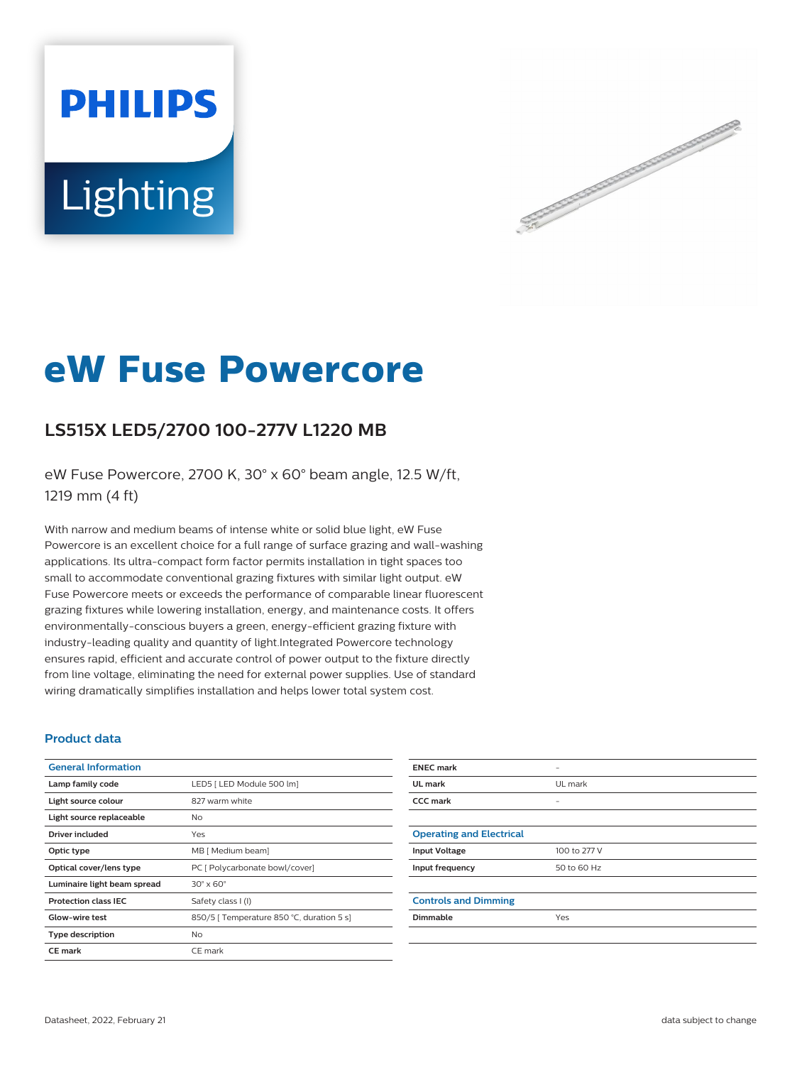# eW Fuse Powercore

## LS515X LED5/2700 100-277V L1220 MB

eW Fuse Powercore, 2700 K, 30° x 60° beam angle, 12.5 W/ft, 1219 mm (4 ft)

With narrow and medium beams of intense white or solid blue light, eW Fuse Powercore is an excellent choice for a full range of surface grazing and wall-washing applications. Its ultra-compact form factor permits installation in tight spaces too small to accommodate conventional grazing fixtures with similar light output. eW Fuse Powercore meets or exceeds the performance of comparable linear fluorescent grazing fixtures while lowering installation, energy, and maintenance costs. It offers environmentally-conscious buyers a green, energy-efficient grazing fixture with industry-leading quality and quantity of light.Integrated Powercore technology ensures rapid, efficient and accurate control of power output to the fixture directly from line voltage, eliminating the need for external power supplies. Use of standard wiring dramatically simplifies installation and helps lower total system cost.

### Product data

| General Information | |
|---|---|
| Lamp family code | LED5 [ LED Module 500 lm] |
| Light source colour | 827 warm white |
| Light source replaceable | No |
| Driver included | Yes |
| Optic type | MB [ Medium beam] |
| Optical cover/lens type | PC [ Polycarbonate bowl/cover] |
| Luminaire light beam spread | 30° x 60° |
| Protection class IEC | Safety class I (I) |
| Glow-wire test | 850/5 [ Temperature 850 °C, duration 5 s] |
| Type description | No |
| CE mark | CE mark |
| ENEC mark | - |
| UL mark | UL mark |
| CCC mark | - |

| Operating and Electrical | |
|---|---|
| Input Voltage | 100 to 277 V |
| Input frequency | 50 to 60 Hz |

| Controls and Dimming | |
|---|---|
| Dimmable | Yes |

Datasheet, 2022, February 21

data subject to change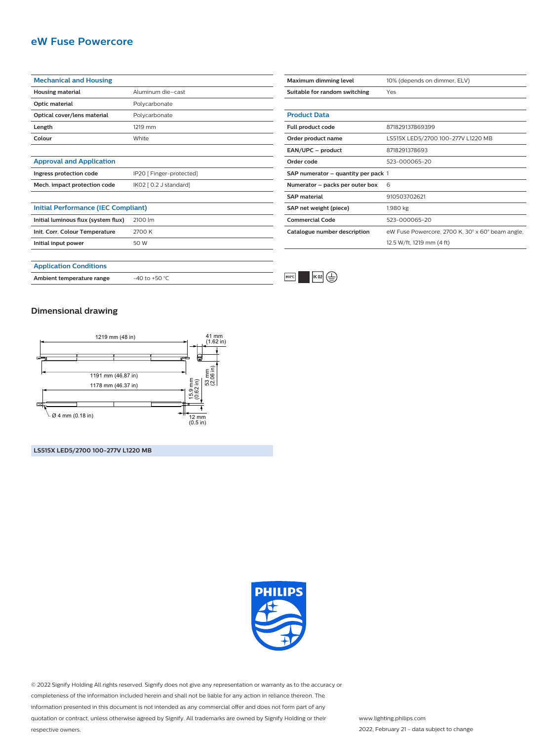## eW Fuse Powercore

| Mechanical and Housing | |
|---|---|
| Housing material | Aluminum die-cast |
| Optic material | Polycarbonate |
| Optical cover/lens material | Polycarbonate |
| Length | 1219 mm |
| Colour | White |

| Approval and Application | |
|---|---|
| Ingress protection code | IP20 [ Finger-protected] |
| Mech. impact protection code | IK02 [ 0.2 J standard] |

| Initial Performance (IEC Compliant) | |
|---|---|
| Initial luminous flux (system flux) | 2100 lm |
| Init. Corr. Colour Temperature | 2700 K |
| Initial input power | 50 W |

| Application Conditions | |
|---|---|
| Ambient temperature range | -40 to +50 °C |

| | |
|---|---|
| Maximum dimming level | 10% (depends on dimmer, ELV) |
| Suitable for random switching | Yes |

| Product Data | |
|---|---|
| Full product code | 871829137869399 |
| Order product name | LS515X LED5/2700 100-277V L1220 MB |
| EAN/UPC – product | 8718291378693 |
| Order code | 523-000065-20 |
| SAP numerator – quantity per pack | 1 |
| Numerator – packs per outer box | 6 |
| SAP material | 910503702621 |
| SAP net weight (piece) | 1.980 kg |
| Commercial Code | 523-000065-20 |
| Catalogue number description | eW Fuse Powercore, 2700 K, 30° x 60° beam angle, 12.5 W/ft, 1219 mm (4 ft) |

## Dimensional drawing

1219 mm (48 in)
41 mm (1.62 in)
1191 mm (46.87 in)
1178 mm (46.37 in)
53 mm (2.06 in)
15.9 mm (0.62 in)
Ø 4 mm (0.18 in)
12 mm (0.5 in)

**LS515X LED5/2700 100-277V L1220 MB**

© 2022 Signify Holding All rights reserved. Signify does not give any representation or warranty as to the accuracy or completeness of the information included herein and shall not be liable for any action in reliance thereon. The information presented in this document is not intended as any commercial offer and does not form part of any quotation or contract, unless otherwise agreed by Signify. All trademarks are owned by Signify Holding or their respective owners.

www.lighting.philips.com
2022, February 21 - data subject to change